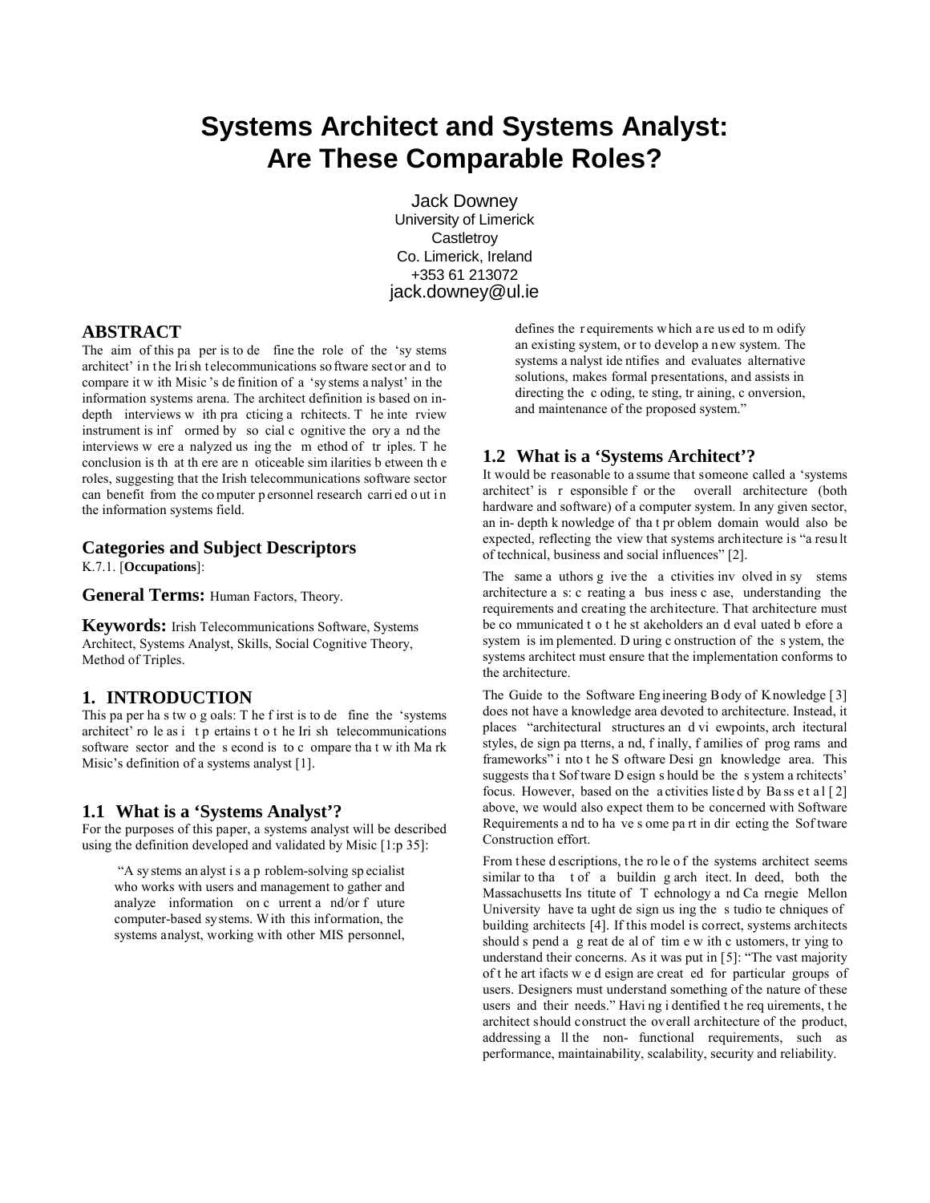// Systems Architect and Systems Analyst: Are These Comparable Roles?

Jack Downey
University of Limerick
Castletroy
Co. Limerick, Ireland
+353 61 213072
jack.downey@ul.ie

## ABSTRACT

The aim of this paper is to define the role of the 'systems architect' in the Irish telecommunications software sector and to compare it with Music's definition of a 'systems analyst' in the information systems arena. The architect definition is based on in-depth interviews with practicing architects. The interview instrument is informed by social cognitive theory and the interviews were analyzed using the method of triples. The conclusion is that there are noticeable similarities between the roles, suggesting that the Irish telecommunications software sector can benefit from the computer personnel research carried out in the information systems field.

## Categories and Subject Descriptors

K.7.1. [**Occupations**]:

## General Terms: Human Factors, Theory.

## Keywords: Irish Telecommunications Software, Systems Architect, Systems Analyst, Skills, Social Cognitive Theory, Method of Triples.

## 1. INTRODUCTION

This paper has two goals: The first is to define the 'systems architect' role as it pertains to the Irish telecommunications software sector and the second is to compare that with Mark Music's definition of a systems analyst [1].

### 1.1 What is a 'Systems Analyst'?

For the purposes of this paper, a systems analyst will be described using the definition developed and validated by Music [1:p 35]:

> "A systems analyst is a problem-solving specialist who works with users and management to gather and analyze information on current and/or future computer-based systems. With this information, the systems analyst, working with other MIS personnel, defines the requirements which are used to modify an existing system, or to develop a new system. The systems analyst identifies and evaluates alternative solutions, makes formal presentations, and assists in directing the coding, testing, training, conversion, and maintenance of the proposed system."

### 1.2 What is a 'Systems Architect'?

It would be reasonable to assume that someone called a 'systems architect' is responsible for the overall architecture (both hardware and software) of a computer system. In any given sector, an in-depth knowledge of that problem domain would also be expected, reflecting the view that systems architecture is "a result of technical, business and social influences" [2].

The same authors give the activities involved in systems architecture as: creating a business case, understanding the requirements and creating the architecture. That architecture must be communicated to the stakeholders and evaluated before a system is implemented. During construction of the system, the systems architect must ensure that the implementation conforms to the architecture.

The Guide to the Software Engineering Body of Knowledge [3] does not have a knowledge area devoted to architecture. Instead, it places "architectural structures and viewpoints, architectural styles, design patterns, and, finally, families of programs and frameworks" into the Software Design knowledge area. This suggests that Software Design should be the system architects' focus. However, based on the activities listed by Bass et al [2] above, we would also expect them to be concerned with Software Requirements and to have some part in directing the Software Construction effort.

From these descriptions, the role of the systems architect seems similar to that of a building architect. Indeed, both the Massachusetts Institute of Technology and Carnegie Mellon University have taught design using the studio techniques of building architects [4]. If this model is correct, systems architects should spend a great deal of time with customers, trying to understand their concerns. As it was put in [5]: "The vast majority of the artifacts we design are created for particular groups of users. Designers must understand something of the nature of these users and their needs." Having identified the requirements, the architect should construct the overall architecture of the product, addressing all the non-functional requirements, such as performance, maintainability, scalability, security and reliability.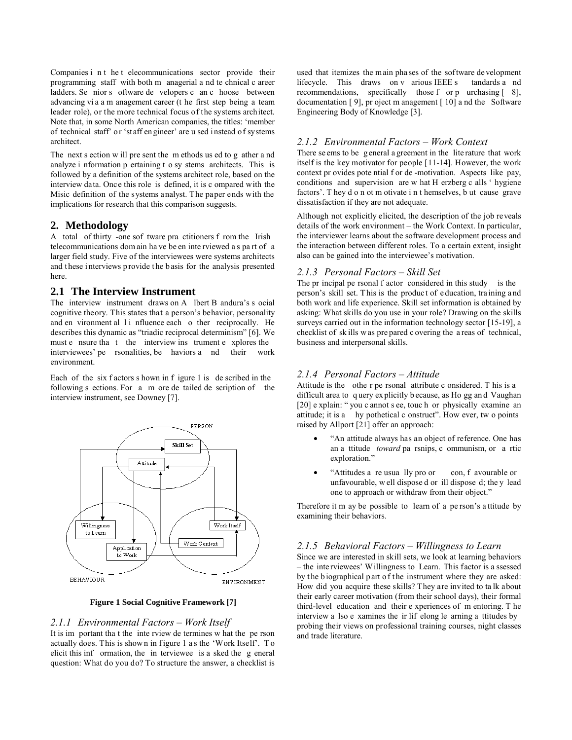Companies in the telecommunications sector provide their programming staff with both managerial and technical career ladders. Senior software developers can choose between advancing via a management career (the first step being a team leader role), or the more technical focus of the systems architect. Note that, in some North American companies, the titles: 'member of technical staff' or 'staff engineer' are used instead of systems architect.

The next section will present the methods used to gather and analyze information pertaining to systems architects. This is followed by a definition of the systems architect role, based on the interview data. Once this role is defined, it is compared with the Misic definition of the systems analyst. The paper ends with the implications for research that this comparison suggests.

## 2. Methodology

A total of thirty-one software practitioners from the Irish telecommunications domain have been interviewed as part of a larger field study. Five of the interviewees were systems architects and these interviews provide the basis for the analysis presented here.

### 2.1 The Interview Instrument

The interview instrument draws on Albert Bandura's social cognitive theory. This states that a person's behavior, personality and environment all influence each other reciprocally. He describes this dynamic as "triadic reciprocal determinism" [6]. We must ensure that the interview instrument explores the interviewees' personalities, behaviors and their work environment.

Each of the six factors shown in figure 1 is described in the following sections. For a more detailed description of the interview instrument, see Downey [7].

**Figure 1 Social Cognitive Framework [7]**

#### 2.1.1 Environmental Factors – Work Itself

It is important that the interview determines what the person actually does. This is shown in figure 1 as the 'Work Itself'. To elicit this information, the interviewee is asked the general question: What do you do? To structure the answer, a checklist is used that itemizes the main phases of the software development lifecycle. This draws on various IEEE standards and recommendations, specifically those for purchasing [8], documentation [9], project management [10] and the Software Engineering Body of Knowledge [3].

#### 2.1.2 Environmental Factors – Work Context

There seems to be general agreement in the literature that work itself is the key motivator for people [11-14]. However, the work context provides potential for de-motivation. Aspects like pay, conditions and supervision are what Herzberg calls 'hygiene factors'. They do not motivate in themselves, but cause grave dissatisfaction if they are not adequate.

Although not explicitly elicited, the description of the job reveals details of the work environment – the Work Context. In particular, the interviewer learns about the software development process and the interaction between different roles. To a certain extent, insight also can be gained into the interviewee's motivation.

#### 2.1.3 Personal Factors – Skill Set

The principal personal factor considered in this study is the person's skill set. This is the product of education, training and both work and life experience. Skill set information is obtained by asking: What skills do you use in your role? Drawing on the skills surveys carried out in the information technology sector [15-19], a checklist of skills was prepared covering the areas of technical, business and interpersonal skills.

#### 2.1.4 Personal Factors – Attitude

Attitude is the other personal attribute considered. This is a difficult area to query explicitly because, as Hogg and Vaughan [20] explain: "you cannot see, touch or physically examine an attitude; it is a hypothetical construct". However, two points raised by Allport [21] offer an approach:

- "An attitude always has an object of reference. One has an attitude *toward* parsnips, communism, or arctic exploration."
- "Attitudes are usually pro or con, favourable or unfavourable, well disposed or ill disposed; they lead one to approach or withdraw from their object."

Therefore it may be possible to learn of a person's attitude by examining their behaviors.

#### 2.1.5 Behavioral Factors – Willingness to Learn

Since we are interested in skill sets, we look at learning behaviors – the interviewees' Willingness to Learn. This factor is assessed by the biographical part of the instrument where they are asked: How did you acquire these skills? They are invited to talk about their early career motivation (from their school days), their formal third-level education and their experiences of mentoring. The interview also examines their lifelong learning attitudes by probing their views on professional training courses, night classes and trade literature.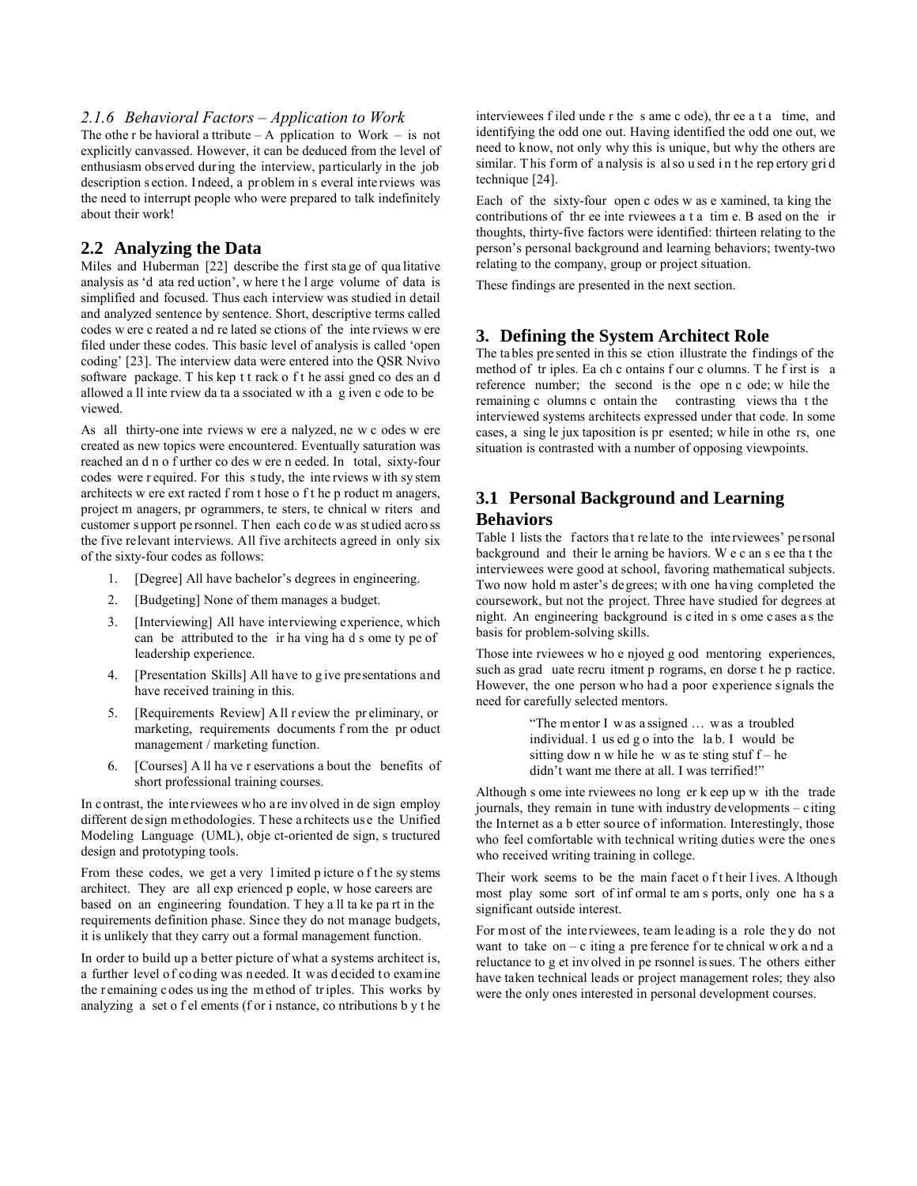### 2.1.6 Behavioral Factors – Application to Work

The other behavioral attribute – Application to Work – is not explicitly canvassed. However, it can be deduced from the level of enthusiasm observed during the interview, particularly in the job description section. Indeed, a problem in several interviews was the need to interrupt people who were prepared to talk indefinitely about their work!

## 2.2 Analyzing the Data

Miles and Huberman [22] describe the first stage of qualitative analysis as 'data reduction', where the large volume of data is simplified and focused. Thus each interview was studied in detail and analyzed sentence by sentence. Short, descriptive terms called codes were created and related sections of the interviews were filed under these codes. This basic level of analysis is called 'open coding' [23]. The interview data were entered into the QSR Nvivo software package. This kept track of the assigned codes and allowed all interview data associated with a given code to be viewed.

As all thirty-one interviews were analyzed, new codes were created as new topics were encountered. Eventually saturation was reached and no further codes were needed. In total, sixty-four codes were required. For this study, the interviews with system architects were extracted from those of the product managers, project managers, programmers, testers, technical writers and customer support personnel. Then each code was studied across the five relevant interviews. All five architects agreed in only six of the sixty-four codes as follows:

1. [Degree] All have bachelor's degrees in engineering.
2. [Budgeting] None of them manages a budget.
3. [Interviewing] All have interviewing experience, which can be attributed to their having had some type of leadership experience.
4. [Presentation Skills] All have to give presentations and have received training in this.
5. [Requirements Review] All review the preliminary, or marketing, requirements documents from the product management / marketing function.
6. [Courses] All have reservations about the benefits of short professional training courses.

In contrast, the interviewees who are involved in design employ different design methodologies. These architects use the Unified Modeling Language (UML), object-oriented design, structured design and prototyping tools.

From these codes, we get a very limited picture of the systems architect. They are all experienced people, whose careers are based on an engineering foundation. They all take part in the requirements definition phase. Since they do not manage budgets, it is unlikely that they carry out a formal management function.

In order to build up a better picture of what a systems architect is, a further level of coding was needed. It was decided to examine the remaining codes using the method of triples. This works by analyzing a set of elements (for instance, contributions by the interviewees filed under the same code), three at a time, and identifying the odd one out. Having identified the odd one out, we need to know, not only why this is unique, but why the others are similar. This form of analysis is also used in the repertory grid technique [24].

Each of the sixty-four open codes was examined, taking the contributions of three interviewees at a time. Based on their thoughts, thirty-five factors were identified: thirteen relating to the person's personal background and learning behaviors; twenty-two relating to the company, group or project situation.

These findings are presented in the next section.

# 3. Defining the System Architect Role

The tables presented in this section illustrate the findings of the method of triples. Each contains four columns. The first is a reference number; the second is the open code; while the remaining columns contain the contrasting views that the interviewed systems architects expressed under that code. In some cases, a single juxtaposition is presented; while in others, one situation is contrasted with a number of opposing viewpoints.

## 3.1 Personal Background and Learning Behaviors

Table 1 lists the factors that relate to the interviewees' personal background and their learning behaviors. We can see that the interviewees were good at school, favoring mathematical subjects. Two now hold master's degrees; with one having completed the coursework, but not the project. Three have studied for degrees at night. An engineering background is cited in some cases as the basis for problem-solving skills.

Those interviewees who enjoyed good mentoring experiences, such as graduate recruitment programs, endorse the practice. However, the one person who had a poor experience signals the need for carefully selected mentors.

> "The mentor I was assigned … was a troubled individual. I used go into the lab. I would be sitting down while he was testing stuff – he didn't want me there at all. I was terrified!"

Although some interviewees no longer keep up with the trade journals, they remain in tune with industry developments – citing the Internet as a better source of information. Interestingly, those who feel comfortable with technical writing duties were the ones who received writing training in college.

Their work seems to be the main facet of their lives. Although most play some sort of informal team sports, only one has a significant outside interest.

For most of the interviewees, team leading is a role they do not want to take on – citing a preference for technical work and a reluctance to get involved in personnel issues. The others either have taken technical leads or project management roles; they also were the only ones interested in personal development courses.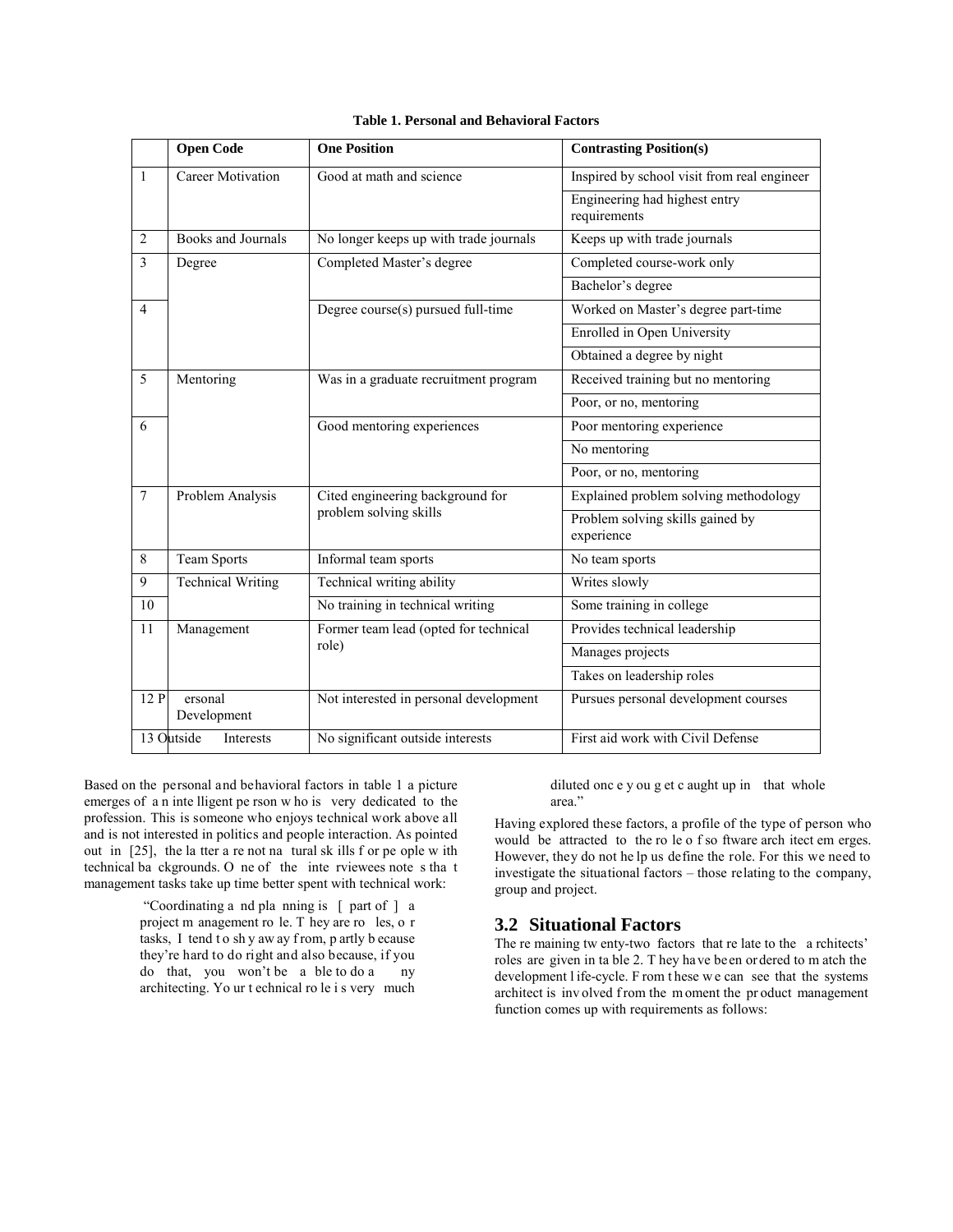**Table 1. Personal and Behavioral Factors**

| | Open Code | One Position | Contrasting Position(s) |
|---|---|---|---|
| 1 | Career Motivation | Good at math and science | Inspired by school visit from real engineer |
| | | | Engineering had highest entry requirements |
| 2 | Books and Journals | No longer keeps up with trade journals | Keeps up with trade journals |
| 3 | Degree | Completed Master's degree | Completed course-work only |
| | | | Bachelor's degree |
| 4 | | Degree course(s) pursued full-time | Worked on Master's degree part-time |
| | | | Enrolled in Open University |
| | | | Obtained a degree by night |
| 5 | Mentoring | Was in a graduate recruitment program | Received training but no mentoring |
| | | | Poor, or no, mentoring |
| 6 | | Good mentoring experiences | Poor mentoring experience |
| | | | No mentoring |
| | | | Poor, or no, mentoring |
| 7 | Problem Analysis | Cited engineering background for problem solving skills | Explained problem solving methodology |
| | | | Problem solving skills gained by experience |
| 8 | Team Sports | Informal team sports | No team sports |
| 9 | Technical Writing | Technical writing ability | Writes slowly |
| 10 | | No training in technical writing | Some training in college |
| 11 | Management | Former team lead (opted for technical role) | Provides technical leadership |
| | | | Manages projects |
| | | | Takes on leadership roles |
| 12 | Personal Development | Not interested in personal development | Pursues personal development courses |
| 13 | Outside Interests | No significant outside interests | First aid work with Civil Defense |

Based on the personal and behavioral factors in table 1 a picture emerges of an intelligent person who is very dedicated to the profession. This is someone who enjoys technical work above all and is not interested in politics and people interaction. As pointed out in [25], the latter are not natural skills for people with technical backgrounds. One of the interviewees notes that management tasks take up time better spent with technical work:

> "Coordinating and planning is [ part of ] a project management role. They are roles, or tasks, I tend to shy away from, partly because they're hard to do right and also because, if you do that, you won't be able to do any architecting. Your technical role is very much diluted once you get caught up in that whole area."

Having explored these factors, a profile of the type of person who would be attracted to the role of software architect emerges. However, they do not help us define the role. For this we need to investigate the situational factors – those relating to the company, group and project.

## 3.2 Situational Factors

The remaining twenty-two factors that relate to the architects' roles are given in table 2. They have been ordered to match the development life-cycle. From these we can see that the systems architect is involved from the moment the product management function comes up with requirements as follows: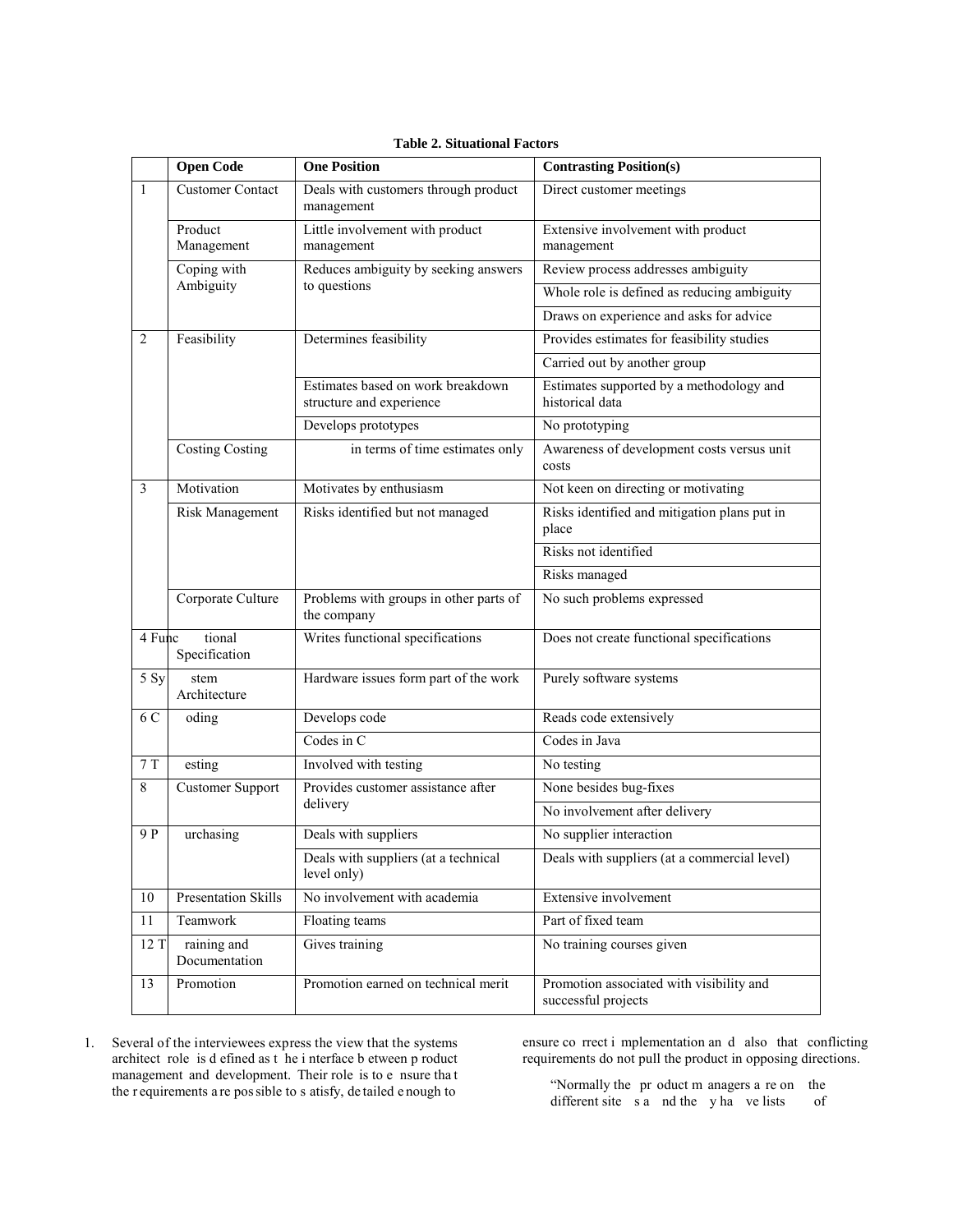**Table 2. Situational Factors**

| | Open Code | One Position | Contrasting Position(s) |
|---|---|---|---|
| 1 | Customer Contact | Deals with customers through product management | Direct customer meetings |
| | Product Management | Little involvement with product management | Extensive involvement with product management |
| | Coping with Ambiguity | Reduces ambiguity by seeking answers to questions | Review process addresses ambiguity |
| | | | Whole role is defined as reducing ambiguity |
| | | | Draws on experience and asks for advice |
| 2 | Feasibility | Determines feasibility | Provides estimates for feasibility studies |
| | | | Carried out by another group |
| | | Estimates based on work breakdown structure and experience | Estimates supported by a methodology and historical data |
| | | Develops prototypes | No prototyping |
| | Costing | Costing in terms of time estimates only | Awareness of development costs versus unit costs |
| 3 | Motivation | Motivates by enthusiasm | Not keen on directing or motivating |
| | Risk Management | Risks identified but not managed | Risks identified and mitigation plans put in place |
| | | | Risks not identified |
| | | | Risks managed |
| | Corporate Culture | Problems with groups in other parts of the company | No such problems expressed |
| 4 | Functional Specification | Writes functional specifications | Does not create functional specifications |
| 5 | System Architecture | Hardware issues form part of the work | Purely software systems |
| 6 | Coding | Develops code | Reads code extensively |
| | | Codes in C | Codes in Java |
| 7 | Testing | Involved with testing | No testing |
| 8 | Customer Support | Provides customer assistance after delivery | None besides bug-fixes |
| | | | No involvement after delivery |
| 9 | Purchasing | Deals with suppliers | No supplier interaction |
| | | Deals with suppliers (at a technical level only) | Deals with suppliers (at a commercial level) |
| 10 | Presentation Skills | No involvement with academia | Extensive involvement |
| 11 | Teamwork | Floating teams | Part of fixed team |
| 12 | Training and Documentation | Gives training | No training courses given |
| 13 | Promotion | Promotion earned on technical merit | Promotion associated with visibility and successful projects |

1. Several of the interviewees express the view that the systems architect role is defined as the interface between product management and development. Their role is to ensure that the requirements are possible to satisfy, detailed enough to ensure correct implementation and also that conflicting requirements do not pull the product in opposing directions.

   "Normally the product managers are on the different sites and they have lists of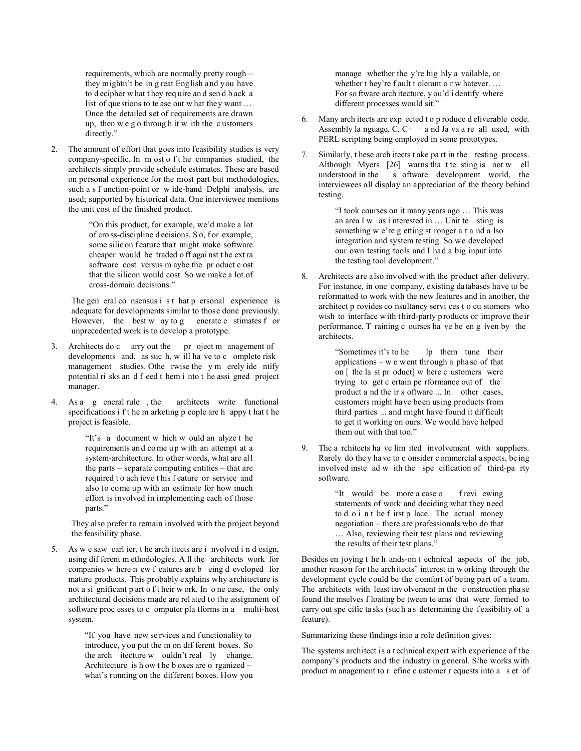requirements, which are normally pretty rough – they mightn't be in great English and you have to decipher what they require and send back a list of questions to tease out what they want … Once the detailed set of requirements are drawn up, then we go through it with the customers directly."

2. The amount of effort that goes into feasibility studies is very company-specific. In most of the companies studied, the architects simply provide schedule estimates. These are based on personal experience for the most part but methodologies, such as function-point or wide-band Delphi analysis, are used; supported by historical data. One interviewee mentions the unit cost of the finished product.

   > "On this product, for example, we'd make a lot of cross-discipline decisions. So, for example, some silicon feature that might make software cheaper would be traded off against the extra software cost versus maybe the product cost that the silicon would cost. So we make a lot of cross-domain decisions."

   The general consensus is that personal experience is adequate for developments similar to those done previously. However, the best way to generate estimates for unprecedented work is to develop a prototype.

3. Architects do carry out the project management of developments and, as such, will have to complete risk management studies. Otherwise they merely identify potential risks and feed them into the assigned project manager.

4. As a general rule, the architects write functional specifications if the marketing people are happy that the project is feasible.

   > "It's a document which would analyze the requirements and come up with an attempt at a system-architecture. In other words, what are all the parts – separate computing entities – that are required to achieve this feature or service and also to come up with an estimate for how much effort is involved in implementing each of those parts."

   They also prefer to remain involved with the project beyond the feasibility phase.

5. As we saw earlier, the architects are involved in design, using different methodologies. All the architects work for companies where new features are being developed for mature products. This probably explains why architecture is not a significant part of their work. In one case, the only architectural decisions made are related to the assignment of software processes to computer platforms in a multi-host system.

   > "If you have new services and functionality to introduce, you put them on different boxes. So the architecture wouldn't really change. Architecture is how the boxes are organized – what's running on the different boxes. How you manage whether they're highly available, or whether they're fault tolerant or whatever. … For software architecture, you'd identify where different processes would sit."

6. Many architects are expected to produce deliverable code. Assembly language, C, C++ and Java are all used, with PERL scripting being employed in some prototypes.

7. Similarly, these architects take part in the testing process. Although Myers [26] warns that testing is not well understood in the software development world, the interviewees all display an appreciation of the theory behind testing.

   > "I took courses on it many years ago … This was an area I was interested in … Unit testing is something we're getting stronger at and also integration and system testing. So we developed our own testing tools and I had a big input into the testing tool development."

8. Architects are also involved with the product after delivery. For instance, in one company, existing databases have to be reformatted to work with the new features and in another, the architect provides consultancy services to customers who wish to interface with third-party products or improve their performance. Training courses have been given by the architects.

   > "Sometimes it's to help them tune their applications – we went through a phase of that on [the last product] where customers were trying to get certain performance out of the product and their software ... In other cases, customers might have been using products from third parties ... and might have found it difficult to get it working on ours. We would have helped them out with that too."

9. The architects have limited involvement with suppliers. Rarely do they have to consider commercial aspects, being involved instead with the specification of third-party software.

   > "It would be more a case of reviewing statements of work and deciding what they need to do in the first place. The actual money negotiation – there are professionals who do that … Also, reviewing their test plans and reviewing the results of their test plans."

Besides enjoying the hands-on technical aspects of the job, another reason for the architects' interest in working through the development cycle could be the comfort of being part of a team. The architects with least involvement in the construction phase found themselves floating between teams that were formed to carry out specific tasks (such as determining the feasibility of a feature).

Summarizing these findings into a role definition gives:

The systems architect is a technical expert with experience of the company's products and the industry in general. S/he works with product management to refine customer requests into a set of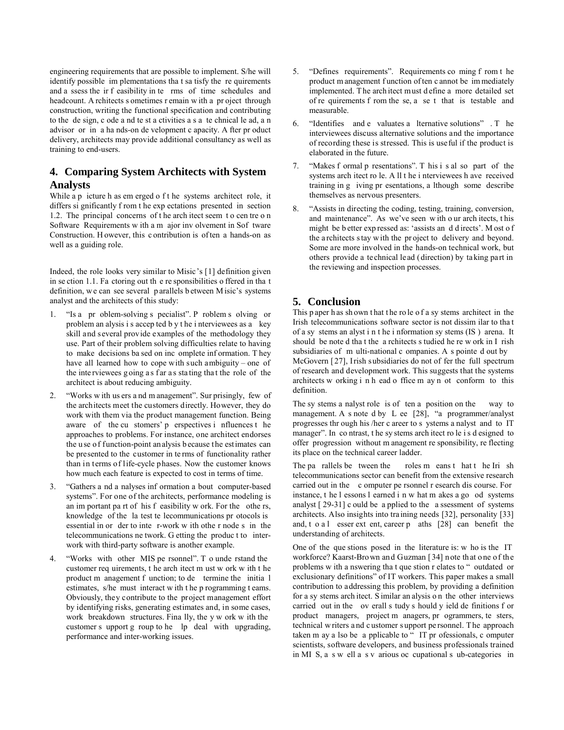engineering requirements that are possible to implement. S/he will identify possible implementations that satisfy the requirements and assess their feasibility in terms of time schedules and headcount. Architects sometimes remain with a project through construction, writing the functional specification and contributing to the design, code and test activities as a technical lead, an advisor or in a hands-on development capacity. After product delivery, architects may provide additional consultancy as well as training to end-users.

## 4. Comparing System Architects with System Analysts

While a picture has emerged of the systems architect role, it differs significantly from the expectations presented in section 1.2. The principal concerns of the architect seem to centre on Software Requirements with a major involvement in Software Construction. However, this contribution is often a hands-on as well as a guiding role.

Indeed, the role looks very similar to Misic's [1] definition given in section 1.1. Factoring out the responsibilities offered in that definition, we can see several parallels between Misic's systems analyst and the architects of this study:

1. "Is a problem-solving specialist". Problem solving or problem analysis is accepted by the interviewees as a key skill and several provide examples of the methodology they use. Part of their problem solving difficulties relate to having to make decisions based on incomplete information. They have all learned how to cope with such ambiguity – one of the interviewees going as far as stating that the role of the architect is about reducing ambiguity.
2. "Works with users and management". Surprisingly, few of the architects meet the customers directly. However, they do work with them via the product management function. Being aware of the customers' perspectives influences the approaches to problems. For instance, one architect endorses the use of function-point analysis because the estimates can be presented to the customer in terms of functionality rather than in terms of life-cycle phases. Now the customer knows how much each feature is expected to cost in terms of time.
3. "Gathers and analyses information about computer-based systems". For one of the architects, performance modeling is an important part of his feasibility work. For the others, knowledge of the latest telecommunications protocols is essential in order to inter-work with other nodes in the telecommunications network. Getting the product to inter-work with third-party software is another example.
4. "Works with other MIS personnel". To understand the customer requirements, the architect must work with the product management function; to determine the initial estimates, s/he must interact with the programming teams. Obviously, they contribute to the project management effort by identifying risks, generating estimates and, in some cases, work breakdown structures. Finally, they work with the customer support group to help deal with upgrading, performance and inter-working issues.
5. "Defines requirements". Requirements coming from the product management function often cannot be immediately implemented. The architect must define a more detailed set of requirements from these, a set that is testable and measurable.
6. "Identifies and evaluates alternative solutions". The interviewees discuss alternative solutions and the importance of recording these is stressed. This is useful if the product is elaborated in the future.
7. "Makes formal presentations". This is also part of the systems architect role. All the interviewees have received training in giving presentations, although some describe themselves as nervous presenters.
8. "Assists in directing the coding, testing, training, conversion, and maintenance". As we've seen with our architects, this might be better expressed as: 'assists and directs'. Most of the architects stay with the project to delivery and beyond. Some are more involved in the hands-on technical work, but others provide a technical lead (direction) by taking part in the reviewing and inspection processes.

## 5. Conclusion

This paper has shown that the role of a systems architect in the Irish telecommunications software sector is not dissimilar to that of a systems analyst in the information systems (IS) arena. It should be noted that the architects studied here work in Irish subsidiaries of multi-national companies. As pointed out by McGovern [27], Irish subsidiaries do not offer the full spectrum of research and development work. This suggests that the systems architects working in head office may not conform to this definition.

The systems analyst role is often a position on the way to management. As noted by Lee [28], "a programmer/analyst progresses through his/her career to systems analyst and to IT manager". In contrast, the systems architect role is designed to offer progression without management responsibility, reflecting its place on the technical career ladder.

The parallels between the roles means that the Irish telecommunications sector can benefit from the extensive research carried out in the computer personnel research discourse. For instance, the lessons learned in what makes a good systems analyst [29-31] could be applied to the assessment of systems architects. Also insights into training needs [32], personality [33] and, to a lesser extent, career paths [28] can benefit the understanding of architects.

One of the questions posed in the literature is: who is the IT workforce? Kaarst-Brown and Guzman [34] note that one of the problems with answering that question relates to "outdated or exclusionary definitions" of IT workers. This paper makes a small contribution to addressing this problem, by providing a definition for a systems architect. Similar analysis on the other interviews carried out in the overall study should yield definitions for product managers, project managers, programmers, testers, technical writers and customer support personnel. The approach taken may also be applicable to "IT professionals, computer scientists, software developers, and business professionals trained in MIS, as well as various occupational sub-categories in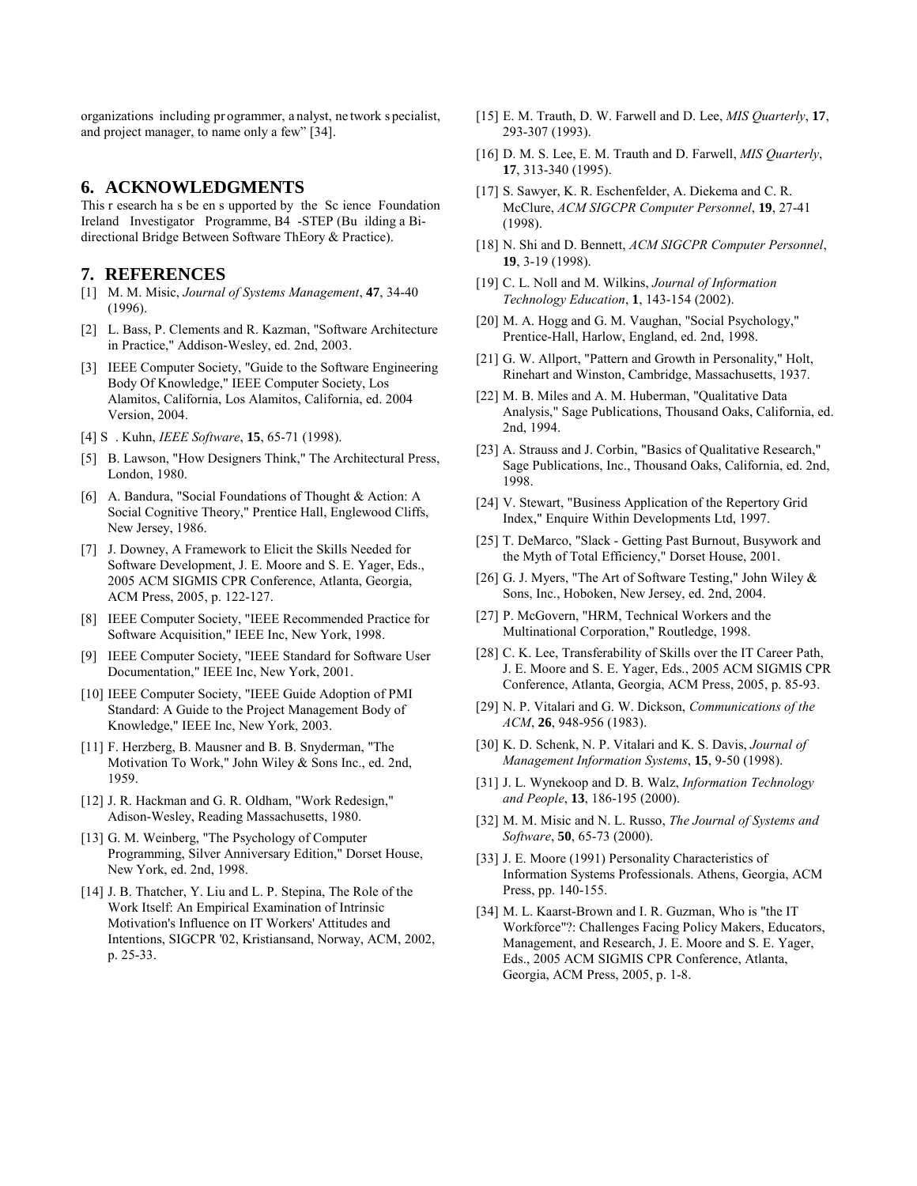organizations including programmer, analyst, network specialist, and project manager, to name only a few" [34].

## 6. ACKNOWLEDGMENTS

This research has been supported by the Science Foundation Ireland Investigator Programme, B4-STEP (Building a Bi-directional Bridge Between Software ThEory & Practice).

## 7. REFERENCES

[1] M. M. Misic, *Journal of Systems Management*, **47**, 34-40 (1996).

[2] L. Bass, P. Clements and R. Kazman, "Software Architecture in Practice," Addison-Wesley, ed. 2nd, 2003.

[3] IEEE Computer Society, "Guide to the Software Engineering Body Of Knowledge," IEEE Computer Society, Los Alamitos, California, Los Alamitos, California, ed. 2004 Version, 2004.

[4] S . Kuhn, *IEEE Software*, **15**, 65-71 (1998).

[5] B. Lawson, "How Designers Think," The Architectural Press, London, 1980.

[6] A. Bandura, "Social Foundations of Thought & Action: A Social Cognitive Theory," Prentice Hall, Englewood Cliffs, New Jersey, 1986.

[7] J. Downey, A Framework to Elicit the Skills Needed for Software Development, J. E. Moore and S. E. Yager, Eds., 2005 ACM SIGMIS CPR Conference, Atlanta, Georgia, ACM Press, 2005, p. 122-127.

[8] IEEE Computer Society, "IEEE Recommended Practice for Software Acquisition," IEEE Inc, New York, 1998.

[9] IEEE Computer Society, "IEEE Standard for Software User Documentation," IEEE Inc, New York, 2001.

[10] IEEE Computer Society, "IEEE Guide Adoption of PMI Standard: A Guide to the Project Management Body of Knowledge," IEEE Inc, New York, 2003.

[11] F. Herzberg, B. Mausner and B. B. Snyderman, "The Motivation To Work," John Wiley & Sons Inc., ed. 2nd, 1959.

[12] J. R. Hackman and G. R. Oldham, "Work Redesign," Adison-Wesley, Reading Massachusetts, 1980.

[13] G. M. Weinberg, "The Psychology of Computer Programming, Silver Anniversary Edition," Dorset House, New York, ed. 2nd, 1998.

[14] J. B. Thatcher, Y. Liu and L. P. Stepina, The Role of the Work Itself: An Empirical Examination of Intrinsic Motivation's Influence on IT Workers' Attitudes and Intentions, SIGCPR '02, Kristiansand, Norway, ACM, 2002, p. 25-33.

[15] E. M. Trauth, D. W. Farwell and D. Lee, *MIS Quarterly*, **17**, 293-307 (1993).

[16] D. M. S. Lee, E. M. Trauth and D. Farwell, *MIS Quarterly*, **17**, 313-340 (1995).

[17] S. Sawyer, K. R. Eschenfelder, A. Diekema and C. R. McClure, *ACM SIGCPR Computer Personnel*, **19**, 27-41 (1998).

[18] N. Shi and D. Bennett, *ACM SIGCPR Computer Personnel*, **19**, 3-19 (1998).

[19] C. L. Noll and M. Wilkins, *Journal of Information Technology Education*, **1**, 143-154 (2002).

[20] M. A. Hogg and G. M. Vaughan, "Social Psychology," Prentice-Hall, Harlow, England, ed. 2nd, 1998.

[21] G. W. Allport, "Pattern and Growth in Personality," Holt, Rinehart and Winston, Cambridge, Massachusetts, 1937.

[22] M. B. Miles and A. M. Huberman, "Qualitative Data Analysis," Sage Publications, Thousand Oaks, California, ed. 2nd, 1994.

[23] A. Strauss and J. Corbin, "Basics of Qualitative Research," Sage Publications, Inc., Thousand Oaks, California, ed. 2nd, 1998.

[24] V. Stewart, "Business Application of the Repertory Grid Index," Enquire Within Developments Ltd, 1997.

[25] T. DeMarco, "Slack - Getting Past Burnout, Busywork and the Myth of Total Efficiency," Dorset House, 2001.

[26] G. J. Myers, "The Art of Software Testing," John Wiley & Sons, Inc., Hoboken, New Jersey, ed. 2nd, 2004.

[27] P. McGovern, "HRM, Technical Workers and the Multinational Corporation," Routledge, 1998.

[28] C. K. Lee, Transferability of Skills over the IT Career Path, J. E. Moore and S. E. Yager, Eds., 2005 ACM SIGMIS CPR Conference, Atlanta, Georgia, ACM Press, 2005, p. 85-93.

[29] N. P. Vitalari and G. W. Dickson, *Communications of the ACM*, **26**, 948-956 (1983).

[30] K. D. Schenk, N. P. Vitalari and K. S. Davis, *Journal of Management Information Systems*, **15**, 9-50 (1998).

[31] J. L. Wynekoop and D. B. Walz, *Information Technology and People*, **13**, 186-195 (2000).

[32] M. M. Misic and N. L. Russo, *The Journal of Systems and Software*, **50**, 65-73 (2000).

[33] J. E. Moore (1991) Personality Characteristics of Information Systems Professionals. Athens, Georgia, ACM Press, pp. 140-155.

[34] M. L. Kaarst-Brown and I. R. Guzman, Who is "the IT Workforce"?: Challenges Facing Policy Makers, Educators, Management, and Research, J. E. Moore and S. E. Yager, Eds., 2005 ACM SIGMIS CPR Conference, Atlanta, Georgia, ACM Press, 2005, p. 1-8.